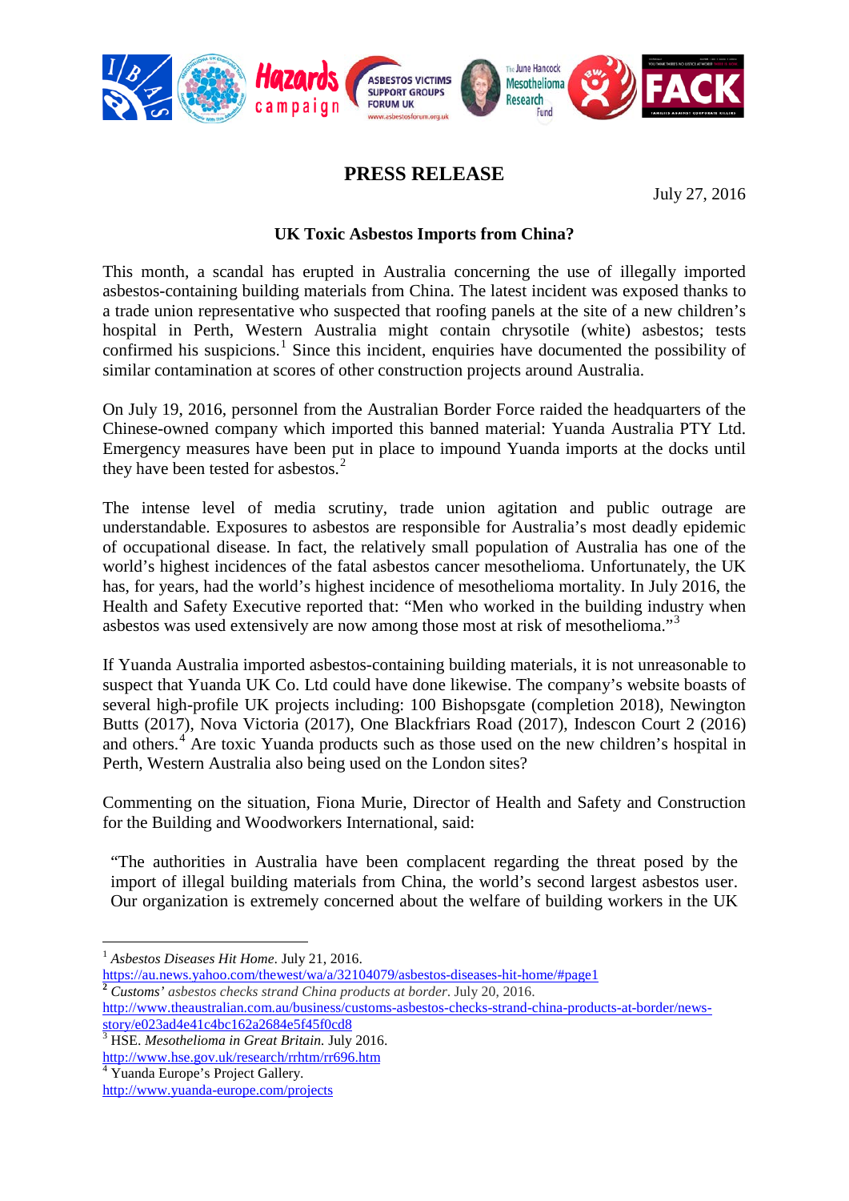# PRESS RELEASE

July 27, 2016

## UK Toxic Asbestos Imports from China?

This month, a scandal has erupted in Australia concerning the use of illegally imported asbestos-containing building materials from China. The latest incident was exposed thanks to a trade union representative who suspected that roofing panels at the site of a new children's hospital in Perth, Western Australia might contain chrysotile (white) asbestos; tests confirmed his suspicions.[1] Since this incident, enquiries have documented the possibility of similar contamination at scores of other construction projects around Australia.

On July 19, 2016, personnel from the Australian Border Force raided the headquarters of the Chinese-owned company which imported this banned material: Yuanda Australia PTY Ltd. Emergency measures have been put in place to impound Yuanda imports at the docks until they have been tested for asbestos.[2]

The intense level of media scrutiny, trade union agitation and public outrage are understandable. Exposures to asbestos are responsible for Australia's most deadly epidemic of occupational disease. In fact, the relatively small population of Australia has one of the world's highest incidences of the fatal asbestos cancer mesothelioma. Unfortunately, the UK has, for years, had the world's highest incidence of mesothelioma mortality. In July 2016, the Health and Safety Executive reported that: "Men who worked in the building industry when asbestos was used extensively are now among those most at risk of mesothelioma."[3]

If Yuanda Australia imported asbestos-containing building materials, it is not unreasonable to suspect that Yuanda UK Co. Ltd could have done likewise. The company's website boasts of several high-profile UK projects including: 100 Bishopsgate (completion 2018), Newington Butts (2017), Nova Victoria (2017), One Blackfriars Road (2017), Indescon Court 2 (2016) and others.[4] Are toxic Yuanda products such as those used on the new children's hospital in Perth, Western Australia also being used on the London sites?

Commenting on the situation, Fiona Murie, Director of Health and Safety and Construction for the Building and Woodworkers International, said:

> "The authorities in Australia have been complacent regarding the threat posed by the import of illegal building materials from China, the world's second largest asbestos user. Our organization is extremely concerned about the welfare of building workers in the UK

---

[1] *Asbestos Diseases Hit Home*. July 21, 2016. https://au.news.yahoo.com/thewest/wa/a/32104079/asbestos-diseases-hit-home/#page1

[2] *Customs' asbestos checks strand China products at border*. July 20, 2016. http://www.theaustralian.com.au/business/customs-asbestos-checks-strand-china-products-at-border/news-story/e023ad4e41c4bc162a2684e5f45f0cd8

[3] HSE. *Mesothelioma in Great Britain.* July 2016. http://www.hse.gov.uk/research/rrhtm/rr696.htm

[4] Yuanda Europe's Project Gallery. http://www.yuanda-europe.com/projects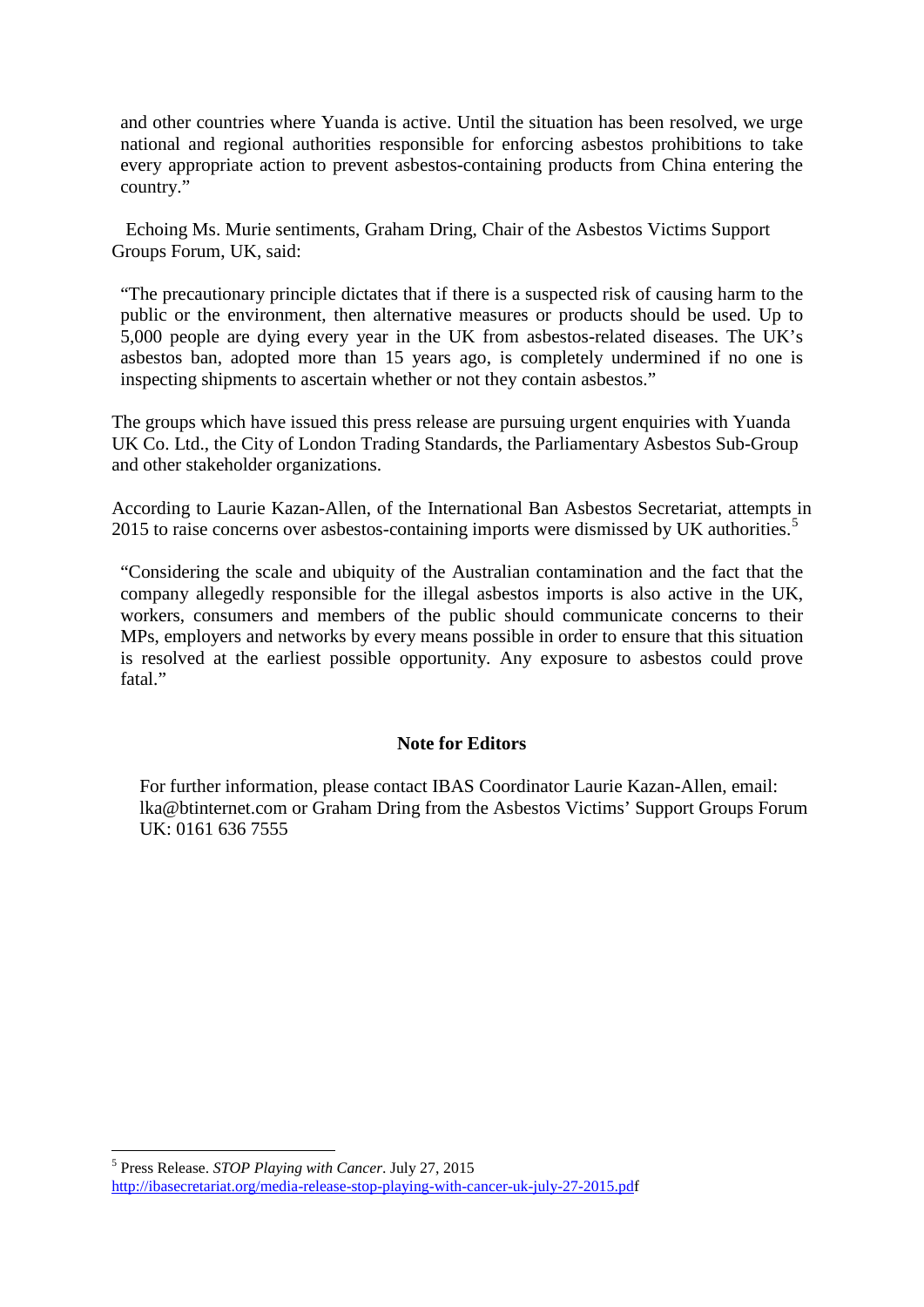> and other countries where Yuanda is active. Until the situation has been resolved, we urge national and regional authorities responsible for enforcing asbestos prohibitions to take every appropriate action to prevent asbestos-containing products from China entering the country."

Echoing Ms. Murie sentiments, Graham Dring, Chair of the Asbestos Victims Support Groups Forum, UK, said:

> "The precautionary principle dictates that if there is a suspected risk of causing harm to the public or the environment, then alternative measures or products should be used. Up to 5,000 people are dying every year in the UK from asbestos-related diseases. The UK's asbestos ban, adopted more than 15 years ago, is completely undermined if no one is inspecting shipments to ascertain whether or not they contain asbestos."

The groups which have issued this press release are pursuing urgent enquiries with Yuanda UK Co. Ltd., the City of London Trading Standards, the Parliamentary Asbestos Sub-Group and other stakeholder organizations.

According to Laurie Kazan-Allen, of the International Ban Asbestos Secretariat, attempts in 2015 to raise concerns over asbestos-containing imports were dismissed by UK authorities.[5]

> "Considering the scale and ubiquity of the Australian contamination and the fact that the company allegedly responsible for the illegal asbestos imports is also active in the UK, workers, consumers and members of the public should communicate concerns to their MPs, employers and networks by every means possible in order to ensure that this situation is resolved at the earliest possible opportunity. Any exposure to asbestos could prove fatal."

**Note for Editors**

For further information, please contact IBAS Coordinator Laurie Kazan-Allen, email: lka@btinternet.com or Graham Dring from the Asbestos Victims' Support Groups Forum UK: 0161 636 7555

---

[5] Press Release. *STOP Playing with Cancer*. July 27, 2015 http://ibasecretariat.org/media-release-stop-playing-with-cancer-uk-july-27-2015.pdff